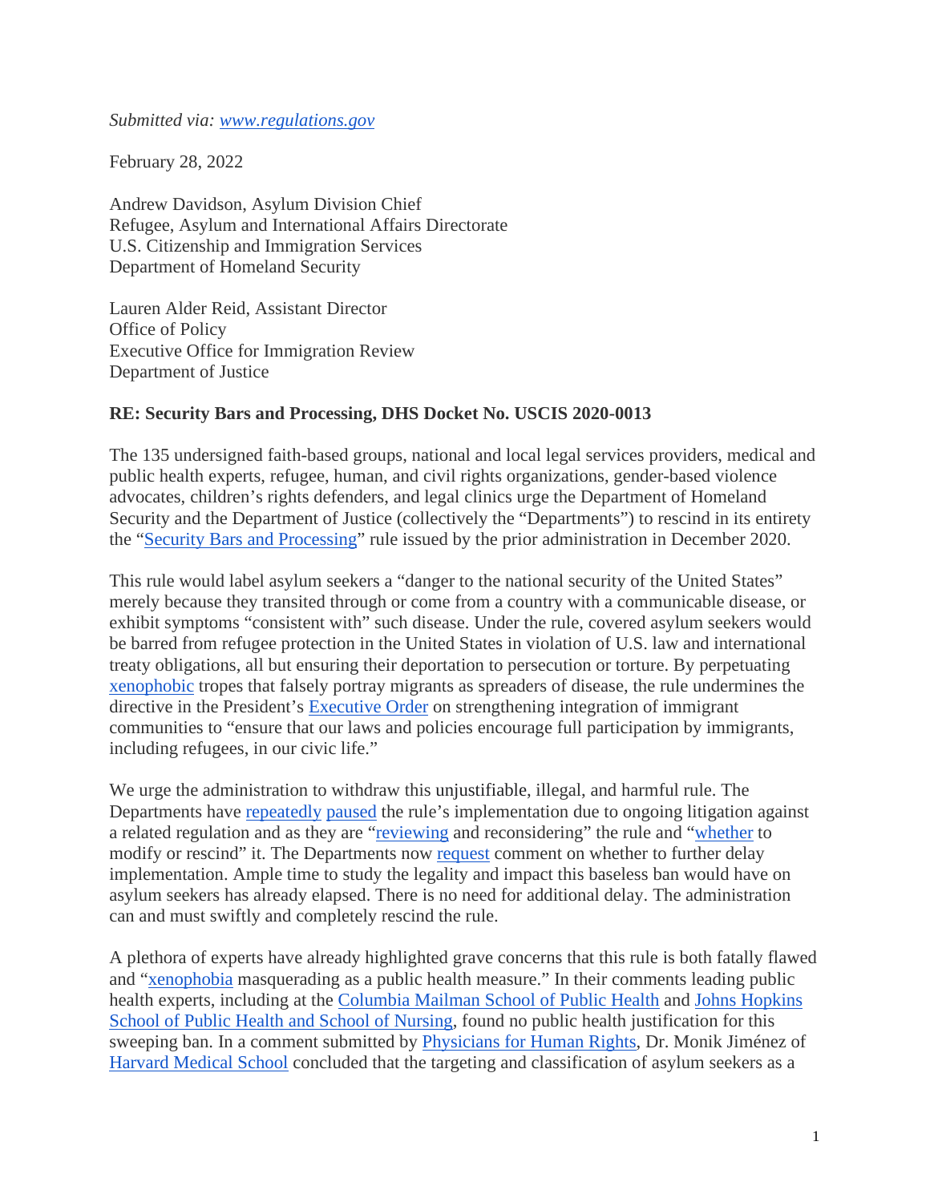*Submitted via: www.regulations.gov*

February 28, 2022

Andrew Davidson, Asylum Division Chief
Refugee, Asylum and International Affairs Directorate
U.S. Citizenship and Immigration Services
Department of Homeland Security

Lauren Alder Reid, Assistant Director
Office of Policy
Executive Office for Immigration Review
Department of Justice

**RE: Security Bars and Processing, DHS Docket No. USCIS 2020-0013**

The 135 undersigned faith-based groups, national and local legal services providers, medical and public health experts, refugee, human, and civil rights organizations, gender-based violence advocates, children's rights defenders, and legal clinics urge the Department of Homeland Security and the Department of Justice (collectively the "Departments") to rescind in its entirety the "Security Bars and Processing" rule issued by the prior administration in December 2020.

This rule would label asylum seekers a "danger to the national security of the United States" merely because they transited through or come from a country with a communicable disease, or exhibit symptoms "consistent with" such disease. Under the rule, covered asylum seekers would be barred from refugee protection in the United States in violation of U.S. law and international treaty obligations, all but ensuring their deportation to persecution or torture. By perpetuating xenophobic tropes that falsely portray migrants as spreaders of disease, the rule undermines the directive in the President's Executive Order on strengthening integration of immigrant communities to "ensure that our laws and policies encourage full participation by immigrants, including refugees, in our civic life."

We urge the administration to withdraw this unjustifiable, illegal, and harmful rule. The Departments have repeatedly paused the rule's implementation due to ongoing litigation against a related regulation and as they are "reviewing and reconsidering" the rule and "whether to modify or rescind" it. The Departments now request comment on whether to further delay implementation. Ample time to study the legality and impact this baseless ban would have on asylum seekers has already elapsed. There is no need for additional delay. The administration can and must swiftly and completely rescind the rule.

A plethora of experts have already highlighted grave concerns that this rule is both fatally flawed and "xenophobia masquerading as a public health measure." In their comments leading public health experts, including at the Columbia Mailman School of Public Health and Johns Hopkins School of Public Health and School of Nursing, found no public health justification for this sweeping ban. In a comment submitted by Physicians for Human Rights, Dr. Monik Jiménez of Harvard Medical School concluded that the targeting and classification of asylum seekers as a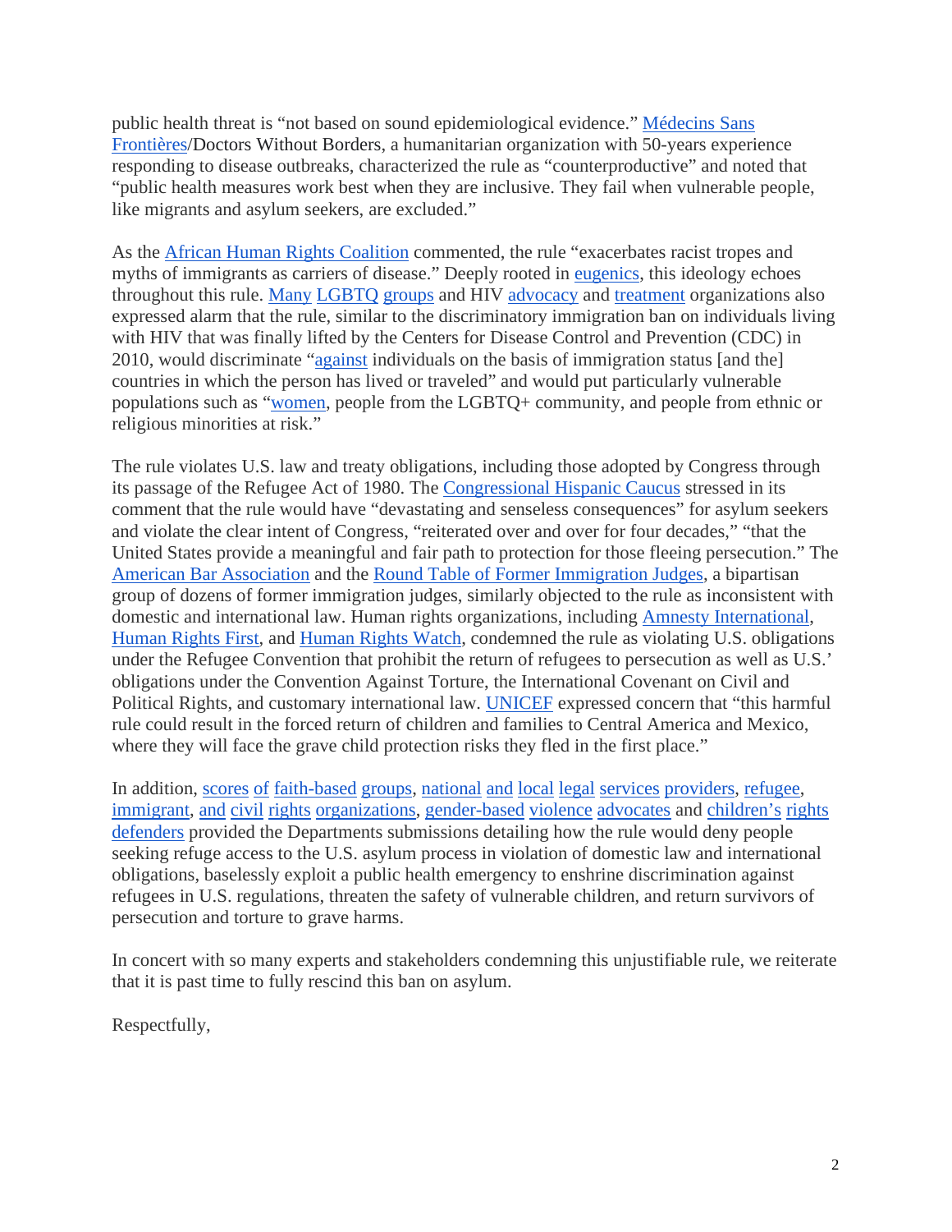public health threat is "not based on sound epidemiological evidence." Médecins Sans Frontières/Doctors Without Borders, a humanitarian organization with 50-years experience responding to disease outbreaks, characterized the rule as "counterproductive" and noted that "public health measures work best when they are inclusive. They fail when vulnerable people, like migrants and asylum seekers, are excluded."

As the African Human Rights Coalition commented, the rule "exacerbates racist tropes and myths of immigrants as carriers of disease." Deeply rooted in eugenics, this ideology echoes throughout this rule. Many LGBTQ groups and HIV advocacy and treatment organizations also expressed alarm that the rule, similar to the discriminatory immigration ban on individuals living with HIV that was finally lifted by the Centers for Disease Control and Prevention (CDC) in 2010, would discriminate "against individuals on the basis of immigration status [and the] countries in which the person has lived or traveled" and would put particularly vulnerable populations such as "women, people from the LGBTQ+ community, and people from ethnic or religious minorities at risk."

The rule violates U.S. law and treaty obligations, including those adopted by Congress through its passage of the Refugee Act of 1980. The Congressional Hispanic Caucus stressed in its comment that the rule would have "devastating and senseless consequences" for asylum seekers and violate the clear intent of Congress, "reiterated over and over for four decades," "that the United States provide a meaningful and fair path to protection for those fleeing persecution." The American Bar Association and the Round Table of Former Immigration Judges, a bipartisan group of dozens of former immigration judges, similarly objected to the rule as inconsistent with domestic and international law. Human rights organizations, including Amnesty International, Human Rights First, and Human Rights Watch, condemned the rule as violating U.S. obligations under the Refugee Convention that prohibit the return of refugees to persecution as well as U.S.' obligations under the Convention Against Torture, the International Covenant on Civil and Political Rights, and customary international law. UNICEF expressed concern that "this harmful rule could result in the forced return of children and families to Central America and Mexico, where they will face the grave child protection risks they fled in the first place."

In addition, scores of faith-based groups, national and local legal services providers, refugee, immigrant, and civil rights organizations, gender-based violence advocates and children's rights defenders provided the Departments submissions detailing how the rule would deny people seeking refuge access to the U.S. asylum process in violation of domestic law and international obligations, baselessly exploit a public health emergency to enshrine discrimination against refugees in U.S. regulations, threaten the safety of vulnerable children, and return survivors of persecution and torture to grave harms.

In concert with so many experts and stakeholders condemning this unjustifiable rule, we reiterate that it is past time to fully rescind this ban on asylum.

Respectfully,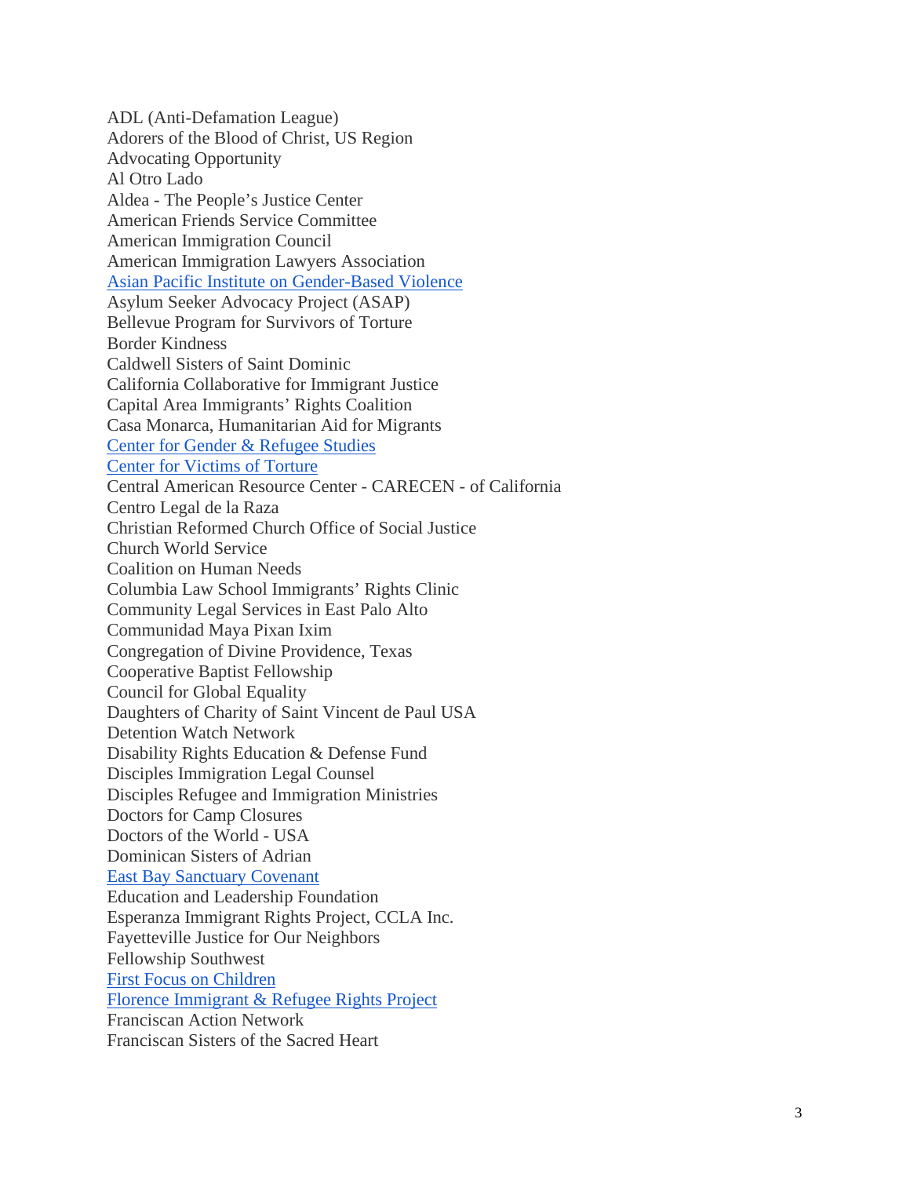ADL (Anti-Defamation League)
Adorers of the Blood of Christ, US Region
Advocating Opportunity
Al Otro Lado
Aldea - The People's Justice Center
American Friends Service Committee
American Immigration Council
American Immigration Lawyers Association
Asian Pacific Institute on Gender-Based Violence
Asylum Seeker Advocacy Project (ASAP)
Bellevue Program for Survivors of Torture
Border Kindness
Caldwell Sisters of Saint Dominic
California Collaborative for Immigrant Justice
Capital Area Immigrants' Rights Coalition
Casa Monarca, Humanitarian Aid for Migrants
Center for Gender & Refugee Studies
Center for Victims of Torture
Central American Resource Center - CARECEN - of California
Centro Legal de la Raza
Christian Reformed Church Office of Social Justice
Church World Service
Coalition on Human Needs
Columbia Law School Immigrants' Rights Clinic
Community Legal Services in East Palo Alto
Communidad Maya Pixan Ixim
Congregation of Divine Providence, Texas
Cooperative Baptist Fellowship
Council for Global Equality
Daughters of Charity of Saint Vincent de Paul USA
Detention Watch Network
Disability Rights Education & Defense Fund
Disciples Immigration Legal Counsel
Disciples Refugee and Immigration Ministries
Doctors for Camp Closures
Doctors of the World - USA
Dominican Sisters of Adrian
East Bay Sanctuary Covenant
Education and Leadership Foundation
Esperanza Immigrant Rights Project, CCLA Inc.
Fayetteville Justice for Our Neighbors
Fellowship Southwest
First Focus on Children
Florence Immigrant & Refugee Rights Project
Franciscan Action Network
Franciscan Sisters of the Sacred Heart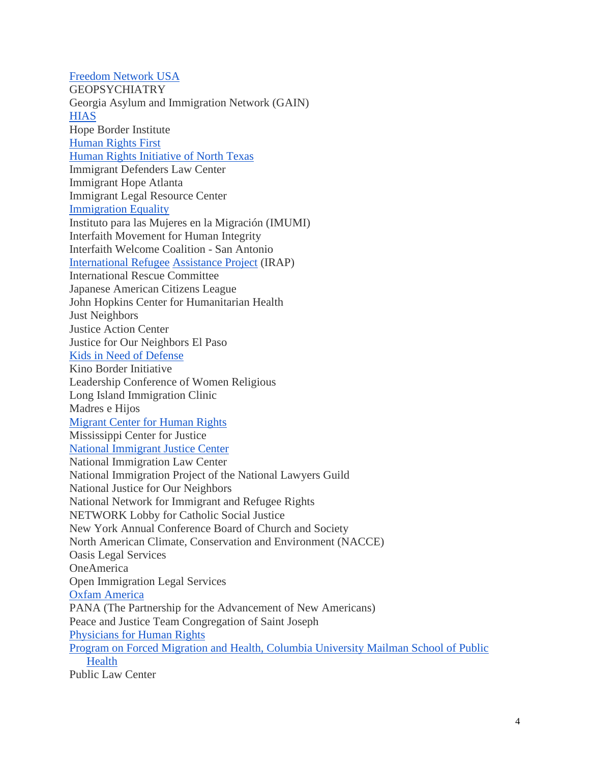Freedom Network USA
GEOPSYCHIATRY
Georgia Asylum and Immigration Network (GAIN)
HIAS
Hope Border Institute
Human Rights First
Human Rights Initiative of North Texas
Immigrant Defenders Law Center
Immigrant Hope Atlanta
Immigrant Legal Resource Center
Immigration Equality
Instituto para las Mujeres en la Migración (IMUMI)
Interfaith Movement for Human Integrity
Interfaith Welcome Coalition - San Antonio
International Refugee Assistance Project (IRAP)
International Rescue Committee
Japanese American Citizens League
John Hopkins Center for Humanitarian Health
Just Neighbors
Justice Action Center
Justice for Our Neighbors El Paso
Kids in Need of Defense
Kino Border Initiative
Leadership Conference of Women Religious
Long Island Immigration Clinic
Madres e Hijos
Migrant Center for Human Rights
Mississippi Center for Justice
National Immigrant Justice Center
National Immigration Law Center
National Immigration Project of the National Lawyers Guild
National Justice for Our Neighbors
National Network for Immigrant and Refugee Rights
NETWORK Lobby for Catholic Social Justice
New York Annual Conference Board of Church and Society
North American Climate, Conservation and Environment (NACCE)
Oasis Legal Services
OneAmerica
Open Immigration Legal Services
Oxfam America
PANA (The Partnership for the Advancement of New Americans)
Peace and Justice Team Congregation of Saint Joseph
Physicians for Human Rights
Program on Forced Migration and Health, Columbia University Mailman School of Public Health
Public Law Center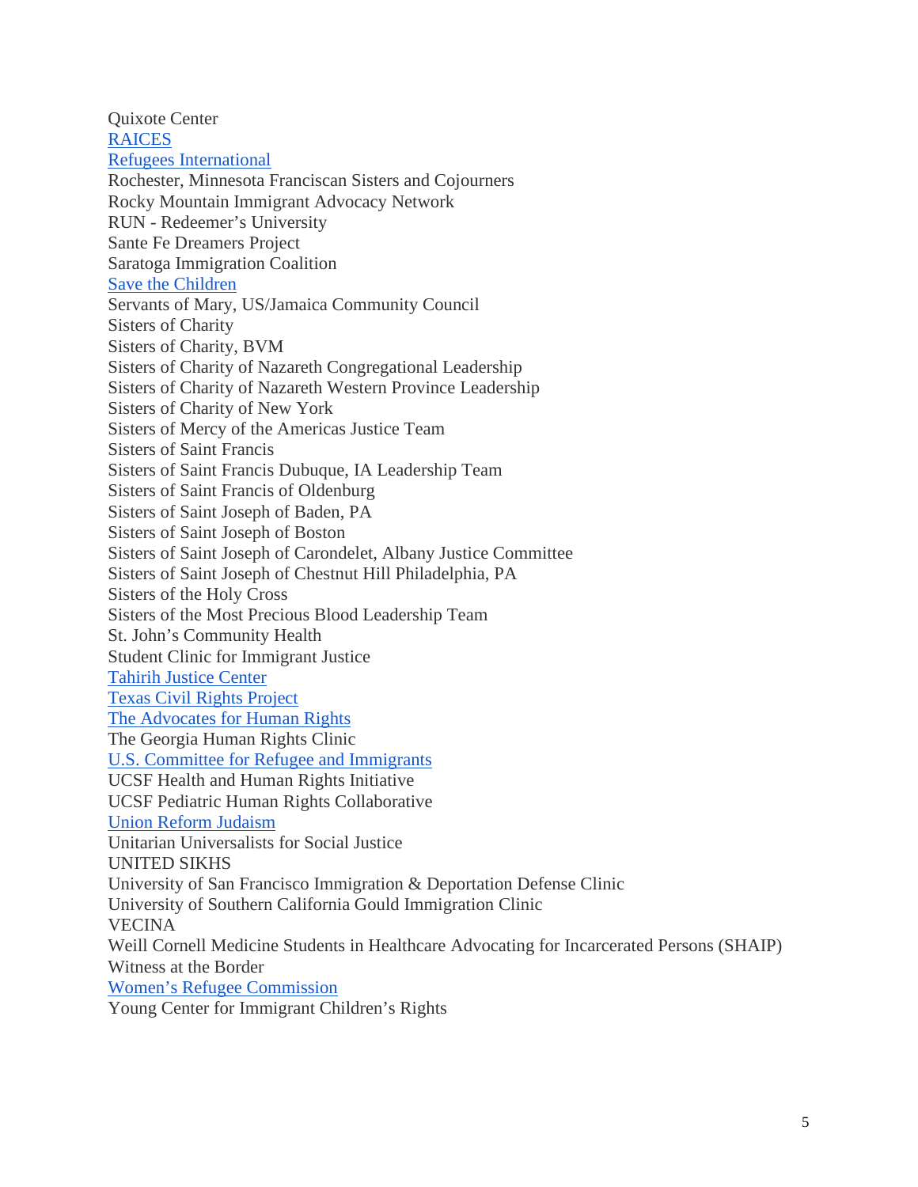Quixote Center
RAICES
Refugees International
Rochester, Minnesota Franciscan Sisters and Cojourners
Rocky Mountain Immigrant Advocacy Network
RUN - Redeemer's University
Sante Fe Dreamers Project
Saratoga Immigration Coalition
Save the Children
Servants of Mary, US/Jamaica Community Council
Sisters of Charity
Sisters of Charity, BVM
Sisters of Charity of Nazareth Congregational Leadership
Sisters of Charity of Nazareth Western Province Leadership
Sisters of Charity of New York
Sisters of Mercy of the Americas Justice Team
Sisters of Saint Francis
Sisters of Saint Francis Dubuque, IA Leadership Team
Sisters of Saint Francis of Oldenburg
Sisters of Saint Joseph of Baden, PA
Sisters of Saint Joseph of Boston
Sisters of Saint Joseph of Carondelet, Albany Justice Committee
Sisters of Saint Joseph of Chestnut Hill Philadelphia, PA
Sisters of the Holy Cross
Sisters of the Most Precious Blood Leadership Team
St. John's Community Health
Student Clinic for Immigrant Justice
Tahirih Justice Center
Texas Civil Rights Project
The Advocates for Human Rights
The Georgia Human Rights Clinic
U.S. Committee for Refugee and Immigrants
UCSF Health and Human Rights Initiative
UCSF Pediatric Human Rights Collaborative
Union Reform Judaism
Unitarian Universalists for Social Justice
UNITED SIKHS
University of San Francisco Immigration & Deportation Defense Clinic
University of Southern California Gould Immigration Clinic
VECINA
Weill Cornell Medicine Students in Healthcare Advocating for Incarcerated Persons (SHAIP)
Witness at the Border
Women's Refugee Commission
Young Center for Immigrant Children's Rights